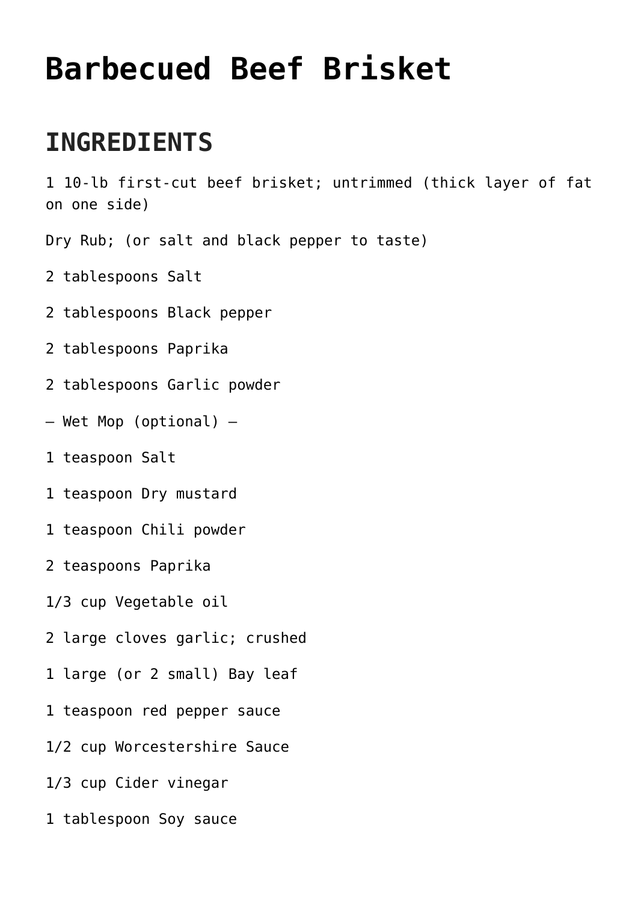# Barbecued Beef Brisket

## INGREDIENTS

1 10-lb first-cut beef brisket; untrimmed (thick layer of fat on one side)

Dry Rub; (or salt and black pepper to taste)

2 tablespoons Salt

2 tablespoons Black pepper

2 tablespoons Paprika

2 tablespoons Garlic powder

— Wet Mop (optional) —

1 teaspoon Salt

1 teaspoon Dry mustard

1 teaspoon Chili powder

2 teaspoons Paprika

1/3 cup Vegetable oil

2 large cloves garlic; crushed

1 large (or 2 small) Bay leaf

1 teaspoon red pepper sauce

1/2 cup Worcestershire Sauce

1/3 cup Cider vinegar

1 tablespoon Soy sauce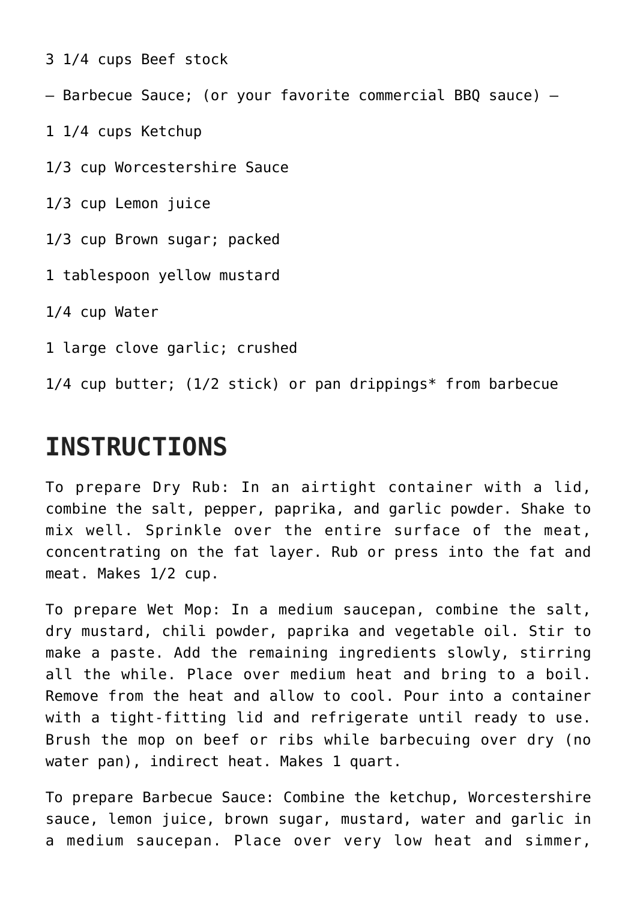3 1/4 cups Beef stock

– Barbecue Sauce; (or your favorite commercial BBQ sauce) –

1 1/4 cups Ketchup

1/3 cup Worcestershire Sauce

1/3 cup Lemon juice

1/3 cup Brown sugar; packed

1 tablespoon yellow mustard

1/4 cup Water

1 large clove garlic; crushed

1/4 cup butter; (1/2 stick) or pan drippings* from barbecue

## INSTRUCTIONS

To prepare Dry Rub: In an airtight container with a lid, combine the salt, pepper, paprika, and garlic powder. Shake to mix well. Sprinkle over the entire surface of the meat, concentrating on the fat layer. Rub or press into the fat and meat. Makes 1/2 cup.

To prepare Wet Mop: In a medium saucepan, combine the salt, dry mustard, chili powder, paprika and vegetable oil. Stir to make a paste. Add the remaining ingredients slowly, stirring all the while. Place over medium heat and bring to a boil. Remove from the heat and allow to cool. Pour into a container with a tight-fitting lid and refrigerate until ready to use. Brush the mop on beef or ribs while barbecuing over dry (no water pan), indirect heat. Makes 1 quart.

To prepare Barbecue Sauce: Combine the ketchup, Worcestershire sauce, lemon juice, brown sugar, mustard, water and garlic in a medium saucepan. Place over very low heat and simmer,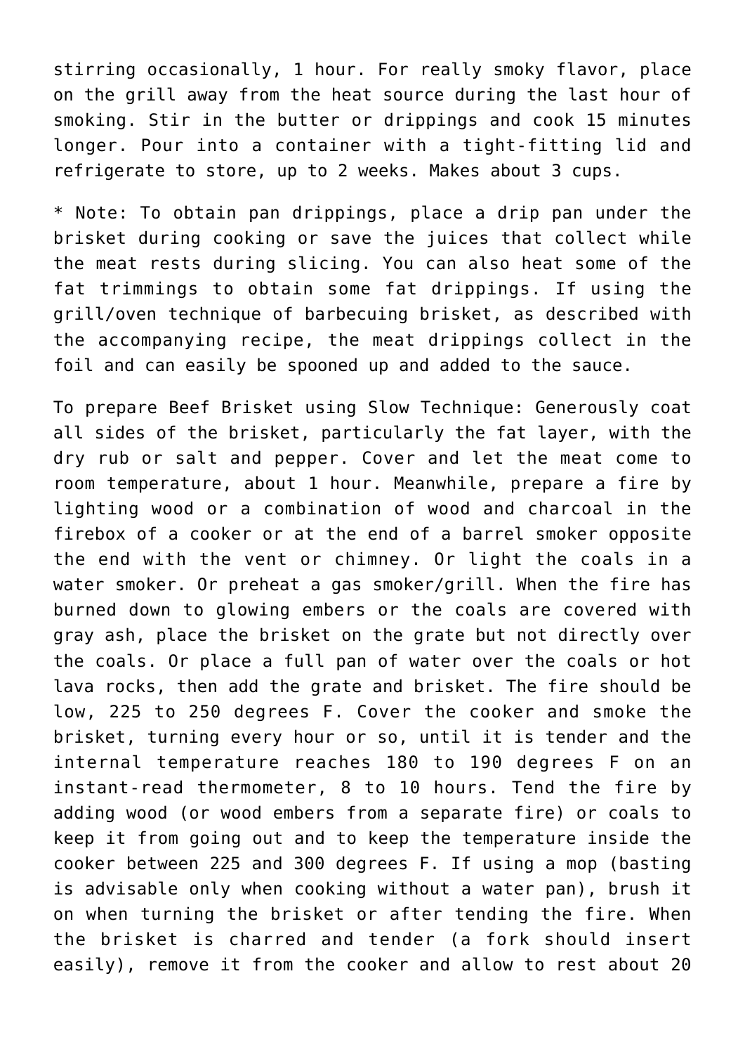stirring occasionally, 1 hour. For really smoky flavor, place on the grill away from the heat source during the last hour of smoking. Stir in the butter or drippings and cook 15 minutes longer. Pour into a container with a tight-fitting lid and refrigerate to store, up to 2 weeks. Makes about 3 cups.

* Note: To obtain pan drippings, place a drip pan under the brisket during cooking or save the juices that collect while the meat rests during slicing. You can also heat some of the fat trimmings to obtain some fat drippings. If using the grill/oven technique of barbecuing brisket, as described with the accompanying recipe, the meat drippings collect in the foil and can easily be spooned up and added to the sauce.

To prepare Beef Brisket using Slow Technique: Generously coat all sides of the brisket, particularly the fat layer, with the dry rub or salt and pepper. Cover and let the meat come to room temperature, about 1 hour. Meanwhile, prepare a fire by lighting wood or a combination of wood and charcoal in the firebox of a cooker or at the end of a barrel smoker opposite the end with the vent or chimney. Or light the coals in a water smoker. Or preheat a gas smoker/grill. When the fire has burned down to glowing embers or the coals are covered with gray ash, place the brisket on the grate but not directly over the coals. Or place a full pan of water over the coals or hot lava rocks, then add the grate and brisket. The fire should be low, 225 to 250 degrees F. Cover the cooker and smoke the brisket, turning every hour or so, until it is tender and the internal temperature reaches 180 to 190 degrees F on an instant-read thermometer, 8 to 10 hours. Tend the fire by adding wood (or wood embers from a separate fire) or coals to keep it from going out and to keep the temperature inside the cooker between 225 and 300 degrees F. If using a mop (basting is advisable only when cooking without a water pan), brush it on when turning the brisket or after tending the fire. When the brisket is charred and tender (a fork should insert easily), remove it from the cooker and allow to rest about 20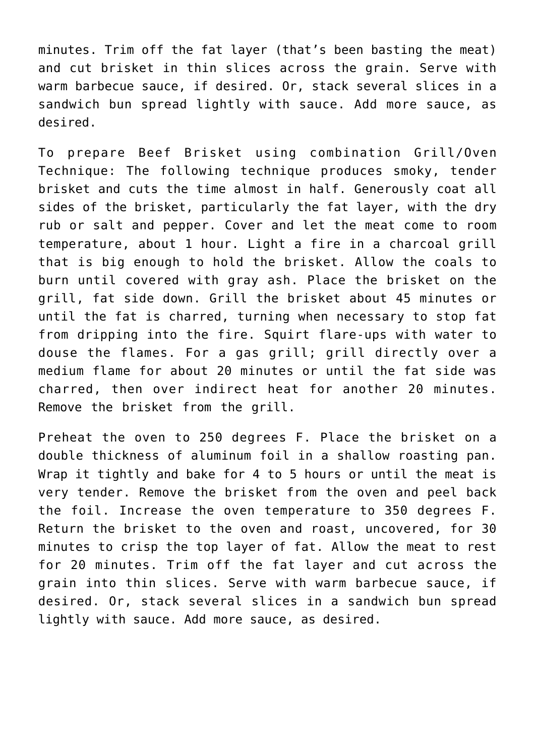minutes. Trim off the fat layer (that's been basting the meat) and cut brisket in thin slices across the grain. Serve with warm barbecue sauce, if desired. Or, stack several slices in a sandwich bun spread lightly with sauce. Add more sauce, as desired.

To prepare Beef Brisket using combination Grill/Oven Technique: The following technique produces smoky, tender brisket and cuts the time almost in half. Generously coat all sides of the brisket, particularly the fat layer, with the dry rub or salt and pepper. Cover and let the meat come to room temperature, about 1 hour. Light a fire in a charcoal grill that is big enough to hold the brisket. Allow the coals to burn until covered with gray ash. Place the brisket on the grill, fat side down. Grill the brisket about 45 minutes or until the fat is charred, turning when necessary to stop fat from dripping into the fire. Squirt flare-ups with water to douse the flames. For a gas grill; grill directly over a medium flame for about 20 minutes or until the fat side was charred, then over indirect heat for another 20 minutes. Remove the brisket from the grill.

Preheat the oven to 250 degrees F. Place the brisket on a double thickness of aluminum foil in a shallow roasting pan. Wrap it tightly and bake for 4 to 5 hours or until the meat is very tender. Remove the brisket from the oven and peel back the foil. Increase the oven temperature to 350 degrees F. Return the brisket to the oven and roast, uncovered, for 30 minutes to crisp the top layer of fat. Allow the meat to rest for 20 minutes. Trim off the fat layer and cut across the grain into thin slices. Serve with warm barbecue sauce, if desired. Or, stack several slices in a sandwich bun spread lightly with sauce. Add more sauce, as desired.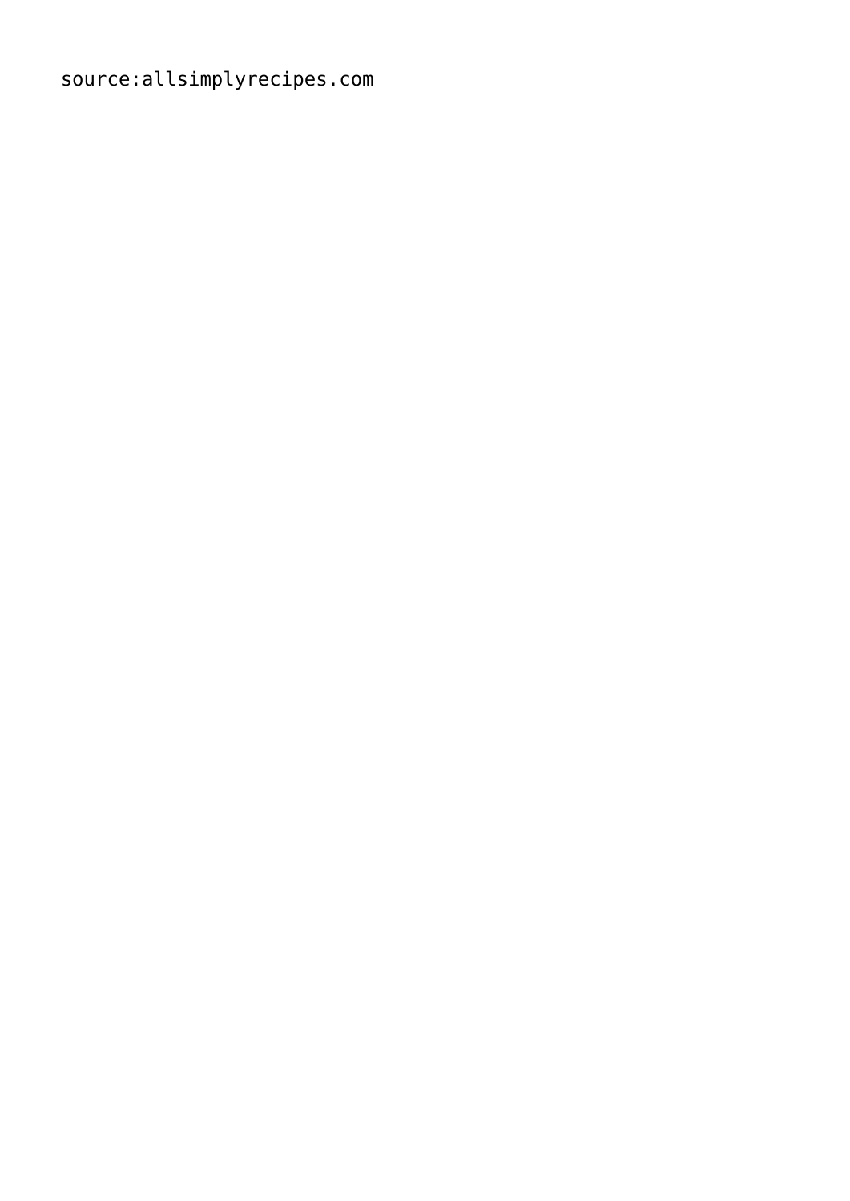source:allsimplyrecipes.com